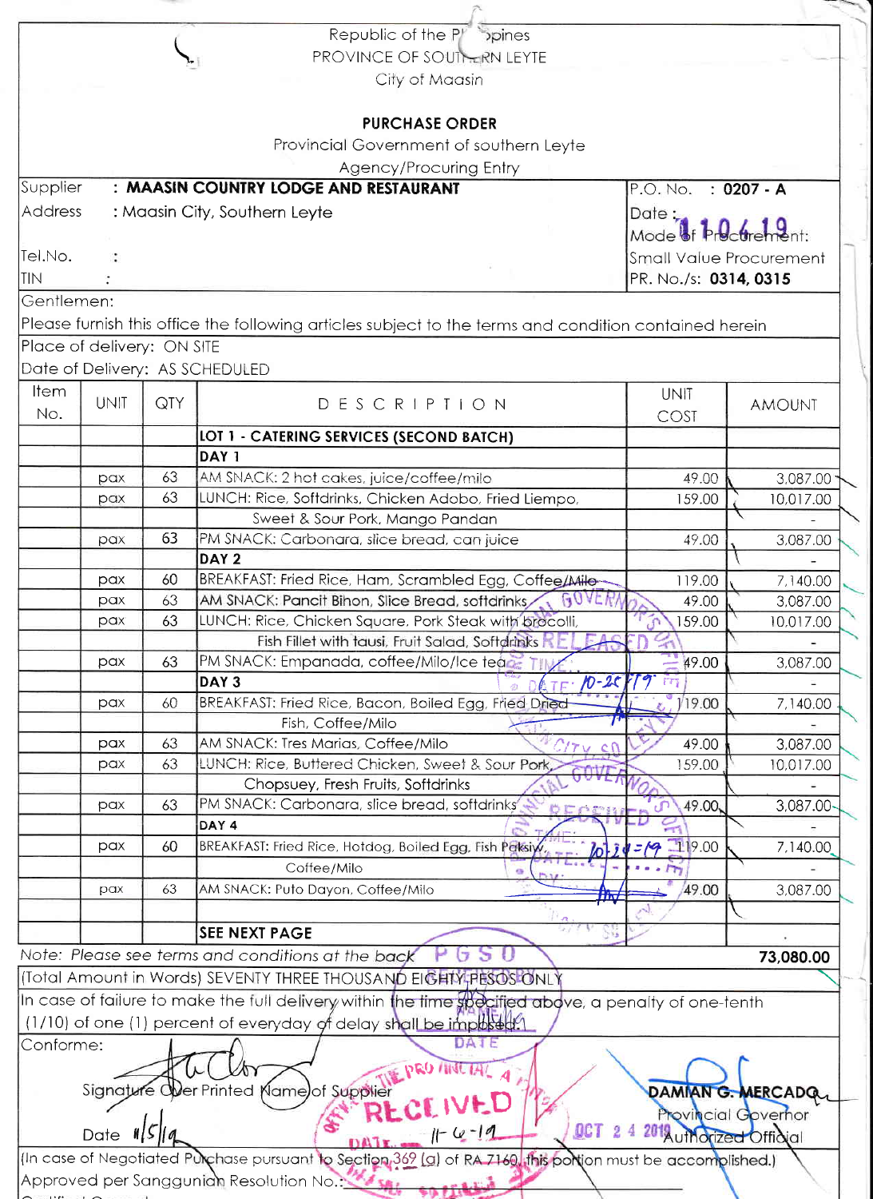Republic of the Philippines
PROVINCE OF SOUTHERN LEYTE
City of Maasin

## PURCHASE ORDER

Provincial Government of southern Leyte
Agency/Procuring Entry

| | |
|---|---|
| Supplier : **MAASIN COUNTRY LODGE AND RESTAURANT** | P.O. No. : **0207 - A** |
| Address : Maasin City, Southern Leyte | Date : 11-04-19 |
| | Mode of Procurement: |
| Tel.No. : | Small Value Procurement |
| TIN : | PR. No./s: **0314, 0315** |

Gentlemen:

Please furnish this office the following articles subject to the terms and condition contained herein

Place of delivery: ON SITE

Date of Delivery: AS SCHEDULED

| Item No. | UNIT | QTY | DESCRIPTION | UNIT COST | AMOUNT |
|---|---|---|---|---|---|
| | | | **LOT 1 - CATERING SERVICES (SECOND BATCH)** | | |
| | | | **DAY 1** | | |
| | pax | 63 | AM SNACK: 2 hot cakes, juice/coffee/milo | 49.00 | 3,087.00 |
| | pax | 63 | LUNCH: Rice, Softdrinks, Chicken Adobo, Fried Liempo, | 159.00 | 10,017.00 |
| | | | Sweet & Sour Pork, Mango Pandan | | - |
| | pax | 63 | PM SNACK: Carbonara, slice bread, can juice | 49.00 | 3,087.00 |
| | | | **DAY 2** | | - |
| | pax | 60 | BREAKFAST: Fried Rice, Ham, Scrambled Egg, Coffee/Milo | 119.00 | 7,140.00 |
| | pax | 63 | AM SNACK: Pancit Bihon, Slice Bread, softdrinks | 49.00 | 3,087.00 |
| | pax | 63 | LUNCH: Rice, Chicken Square, Pork Steak with brocolli, | 159.00 | 10,017.00 |
| | | | Fish Fillet with tausi, Fruit Salad, Softdrinks | | - |
| | pax | 63 | PM SNACK: Empanada, coffee/Milo/Ice tea | 49.00 | 3,087.00 |
| | | | **DAY 3** | | - |
| | pax | 60 | BREAKFAST: Fried Rice, Bacon, Boiled Egg, Fried Dried | 119.00 | 7,140.00 |
| | | | Fish, Coffee/Milo | | - |
| | pax | 63 | AM SNACK: Tres Marias, Coffee/Milo | 49.00 | 3,087.00 |
| | pax | 63 | LUNCH: Rice, Buttered Chicken, Sweet & Sour Pork, | 159.00 | 10,017.00 |
| | | | Chopsuey, Fresh Fruits, Softdrinks | | - |
| | pax | 63 | PM SNACK: Carbonara, slice bread, softdrinks | 49.00 | 3,087.00 |
| | | | **DAY 4** | | - |
| | pax | 60 | BREAKFAST: Fried Rice, Hotdog, Boiled Egg, Fish Paksiw, | 119.00 | 7,140.00 |
| | | | Coffee/Milo | | - |
| | pax | 63 | AM SNACK: Puto Dayon, Coffee/Milo | 49.00 | 3,087.00 |
| | | | | | |
| | | | **SEE NEXT PAGE** | | . |

*Note: Please see terms and conditions at the back* **73,080.00**

(Total Amount in Words) SEVENTY THREE THOUSAND EIGHTY PESOS ONLY

In case of failure to make the full delivery within the time specified above, a penalty of one-tenth (1/10) of one (1) percent of everyday of delay shall be imposed.

Conforme:

Signature Over Printed Name of Supplier

Date 11/5/19

**DAMIAN G. MERCADO**
Provincial Governor
Authorized Official

(In case of Negotiated Purchase pursuant to Section 369 (a) of RA 7160, this portion must be accomplished.)

Approved per Sanggunian Resolution No.: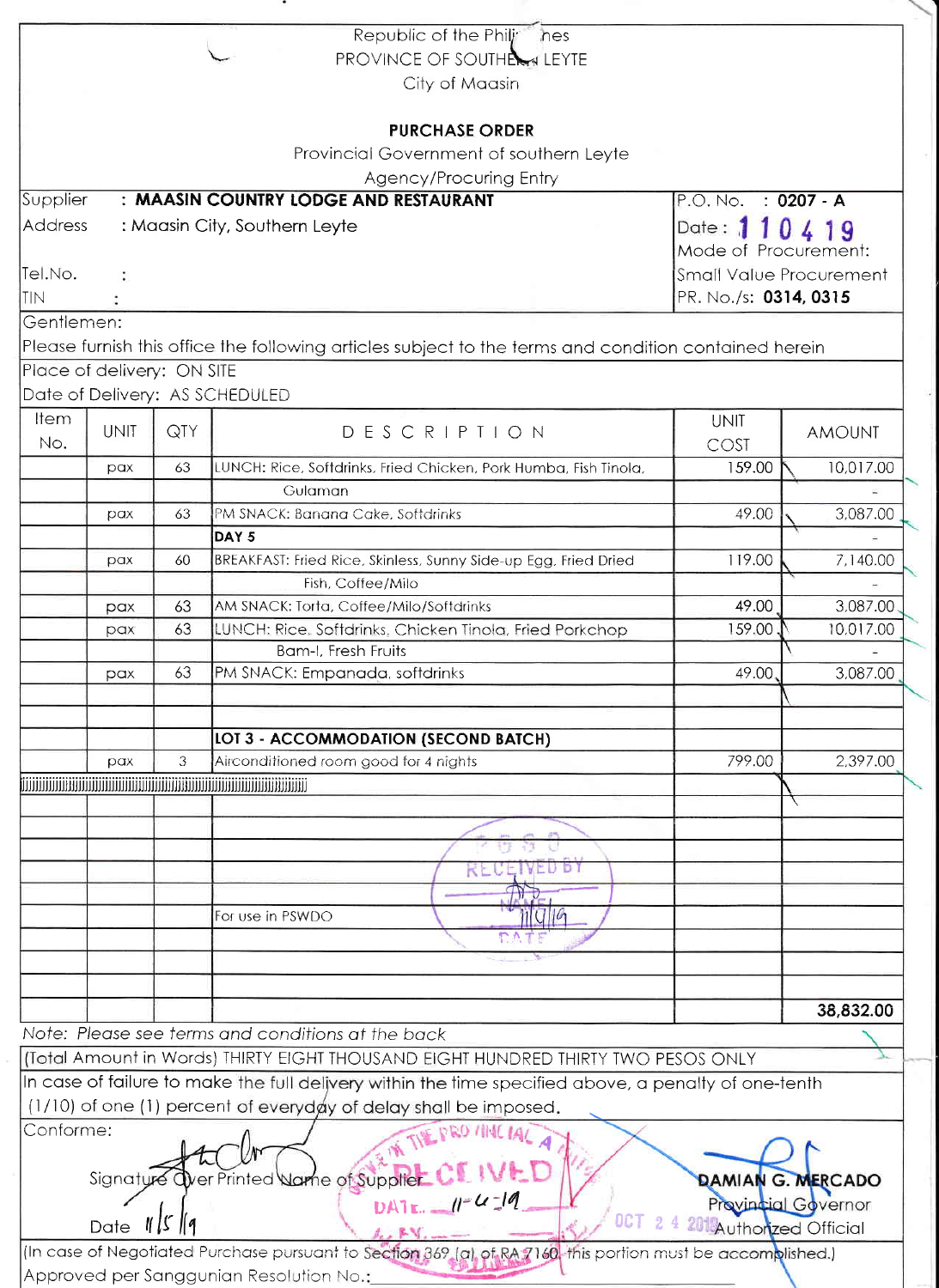Republic of the Philippines
PROVINCE OF SOUTHERN LEYTE
City of Maasin

## PURCHASE ORDER

Provincial Government of southern Leyte
Agency/Procuring Entry

| | |
|---|---|
| Supplier : **MAASIN COUNTRY LODGE AND RESTAURANT** | P.O. No. : **0207 - A** |
| Address : Maasin City, Southern Leyte | Date : **110419** |
| | Mode of Procurement: |
| Tel.No. : | Small Value Procurement |
| TIN : | PR. No./s: **0314, 0315** |

Gentlemen:

Please furnish this office the following articles subject to the terms and condition contained herein

Place of delivery: ON SITE

Date of Delivery: AS SCHEDULED

| Item No. | UNIT | QTY | DESCRIPTION | UNIT COST | AMOUNT |
|---|---|---|---|---|---|
| | pax | 63 | LUNCH: Rice, Softdrinks, Fried Chicken, Pork Humba, Fish Tinola, | 159.00 | 10,017.00 |
| | | | Gulaman | | - |
| | pax | 63 | PM SNACK: Banana Cake, Softdrinks | 49.00 | 3,087.00 |
| | | | **DAY 5** | | - |
| | pax | 60 | BREAKFAST: Fried Rice, Skinless, Sunny Side-up Egg, Fried Dried | 119.00 | 7,140.00 |
| | | | Fish, Coffee/Milo | | - |
| | pax | 63 | AM SNACK: Torta, Coffee/Milo/Softdrinks | 49.00 | 3,087.00 |
| | pax | 63 | LUNCH: Rice, Softdrinks, Chicken Tinola, Fried Porkchop | 159.00 | 10,017.00 |
| | | | Bam-I, Fresh Fruits | | - |
| | pax | 63 | PM SNACK: Empanada, softdrinks | 49.00 | 3,087.00 |
| | | | | | |
| | | | | | |
| | | | **LOT 3 - ACCOMMODATION (SECOND BATCH)** | | |
| | pax | 3 | Airconditioned room good for 4 nights | 799.00 | 2,397.00 |
| | | | | | |
| | | | For use in PSWDO | | |
| | | | | | **38,832.00** |

*Note: Please see terms and conditions at the back*

(Total Amount in Words) THIRTY EIGHT THOUSAND EIGHT HUNDRED THIRTY TWO PESOS ONLY

In case of failure to make the full delivery within the time specified above, a penalty of one-tenth (1/10) of one (1) percent of everyday of delay shall be imposed.

Conforme:

Signature Over Printed Name of Supplier

Date 11/5/19

**DAMIAN G. MERCADO**
Provincial Governor
Authorized Official

(In case of Negotiated Purchase pursuant to Section 369 (a) of RA 7160, this portion must be accomplished.)

Approved per Sanggunian Resolution No.: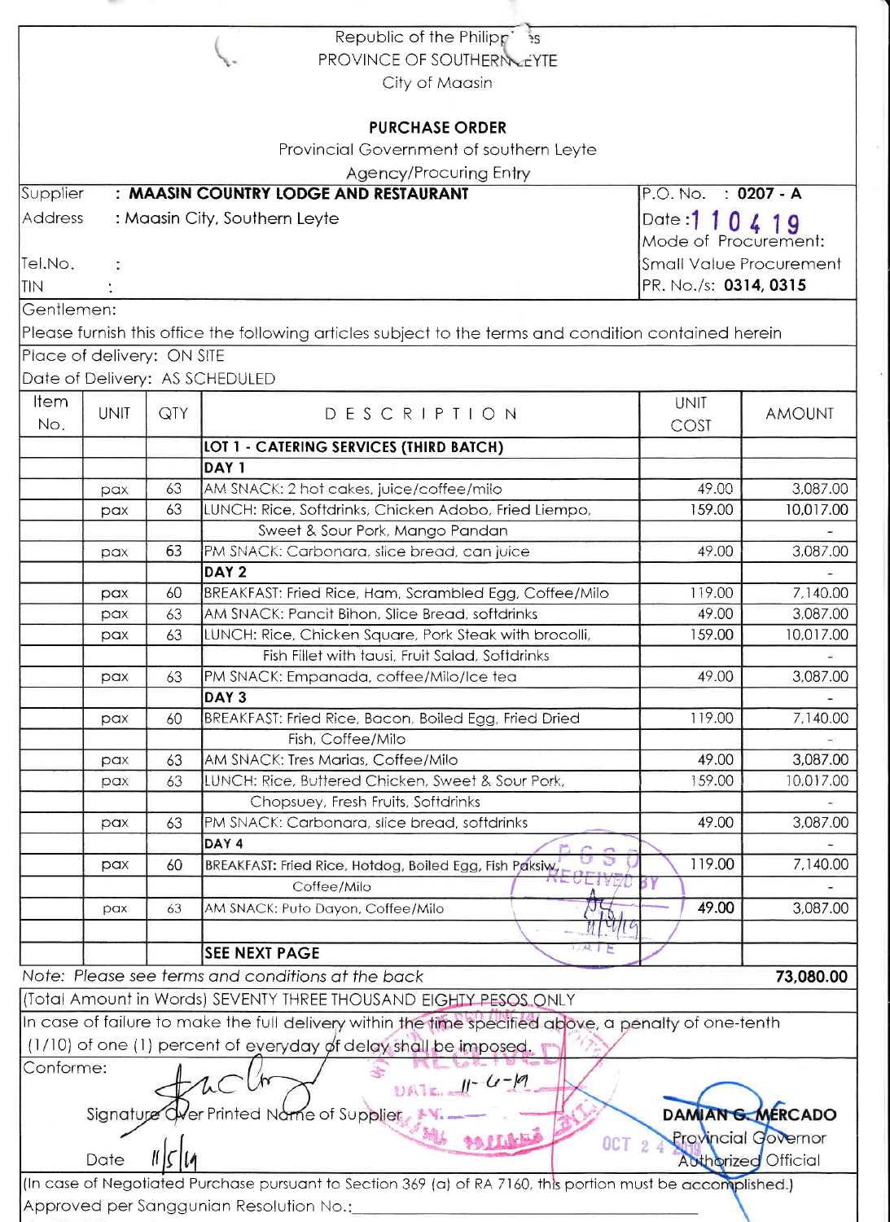Republic of the Philippines
PROVINCE OF SOUTHERN LEYTE
City of Maasin

## PURCHASE ORDER

Provincial Government of southern Leyte
Agency/Procuring Entry

| | | | |
|---|---|---|---|
| Supplier | : **MAASIN COUNTRY LODGE AND RESTAURANT** | P.O. No. | : **0207 - A** |
| Address | : Maasin City, Southern Leyte | Date : | 1 10 4 19 |
| | | Mode of Procurement: | |
| Tel.No. | : | Small Value Procurement | |
| TIN | : | PR. No./s: | **0314, 0315** |

Gentlemen:

Please furnish this office the following articles subject to the terms and condition contained herein

Place of delivery: ON SITE

Date of Delivery: AS SCHEDULED

| Item No. | UNIT | QTY | DESCRIPTION | UNIT COST | AMOUNT |
|---|---|---|---|---|---|
| | | | **LOT 1 - CATERING SERVICES (THIRD BATCH)** | | |
| | | | **DAY 1** | | |
| | pax | 63 | AM SNACK: 2 hot cakes, juice/coffee/milo | 49.00 | 3,087.00 |
| | pax | 63 | LUNCH: Rice, Softdrinks, Chicken Adobo, Fried Liempo, | 159.00 | 10,017.00 |
| | | | Sweet & Sour Pork, Mango Pandan | | - |
| | pax | 63 | PM SNACK: Carbonara, slice bread, can juice | 49.00 | 3,087.00 |
| | | | **DAY 2** | | - |
| | pax | 60 | BREAKFAST: Fried Rice, Ham, Scrambled Egg, Coffee/Milo | 119.00 | 7,140.00 |
| | pax | 63 | AM SNACK: Pancit Bihon, Slice Bread, softdrinks | 49.00 | 3,087.00 |
| | pax | 63 | LUNCH: Rice, Chicken Square, Pork Steak with brocolli, | 159.00 | 10,017.00 |
| | | | Fish Fillet with tausi, Fruit Salad, Softdrinks | | - |
| | pax | 63 | PM SNACK: Empanada, coffee/Milo/Ice tea | 49.00 | 3,087.00 |
| | | | **DAY 3** | | - |
| | pax | 60 | BREAKFAST: Fried Rice, Bacon, Boiled Egg, Fried Dried | 119.00 | 7,140.00 |
| | | | Fish, Coffee/Milo | | - |
| | pax | 63 | AM SNACK: Tres Marias, Coffee/Milo | 49.00 | 3,087.00 |
| | pax | 63 | LUNCH: Rice, Buttered Chicken, Sweet & Sour Pork, | 159.00 | 10,017.00 |
| | | | Chopsuey, Fresh Fruits, Softdrinks | | - |
| | pax | 63 | PM SNACK: Carbonara, slice bread, softdrinks | 49.00 | 3,087.00 |
| | | | **DAY 4** | | - |
| | pax | 60 | BREAKFAST: Fried Rice, Hotdog, Boiled Egg, Fish Paksiw, | 119.00 | 7,140.00 |
| | | | Coffee/Milo | | - |
| | pax | 63 | AM SNACK: Puto Dayon, Coffee/Milo | 49.00 | 3,087.00 |
| | | | | | |
| | | | **SEE NEXT PAGE** | | |

*Note: Please see terms and conditions at the back* **73,080.00**

(Total Amount in Words) SEVENTY THREE THOUSAND EIGHTY PESOS ONLY

In case of failure to make the full delivery within the time specified above, a penalty of one-tenth (1/10) of one (1) percent of everyday of delay shall be imposed.

Conforme:

Signature Over Printed Name of Supplier

Date 11/5/19

**DAMIAN G. MERCADO**
Provincial Governor
Authorized Official

(In case of Negotiated Purchase pursuant to Section 369 (a) of RA 7160, this portion must be accomplished.)

Approved per Sanggunian Resolution No.:\_\_\_\_\_\_\_\_\_\_\_\_\_\_\_\_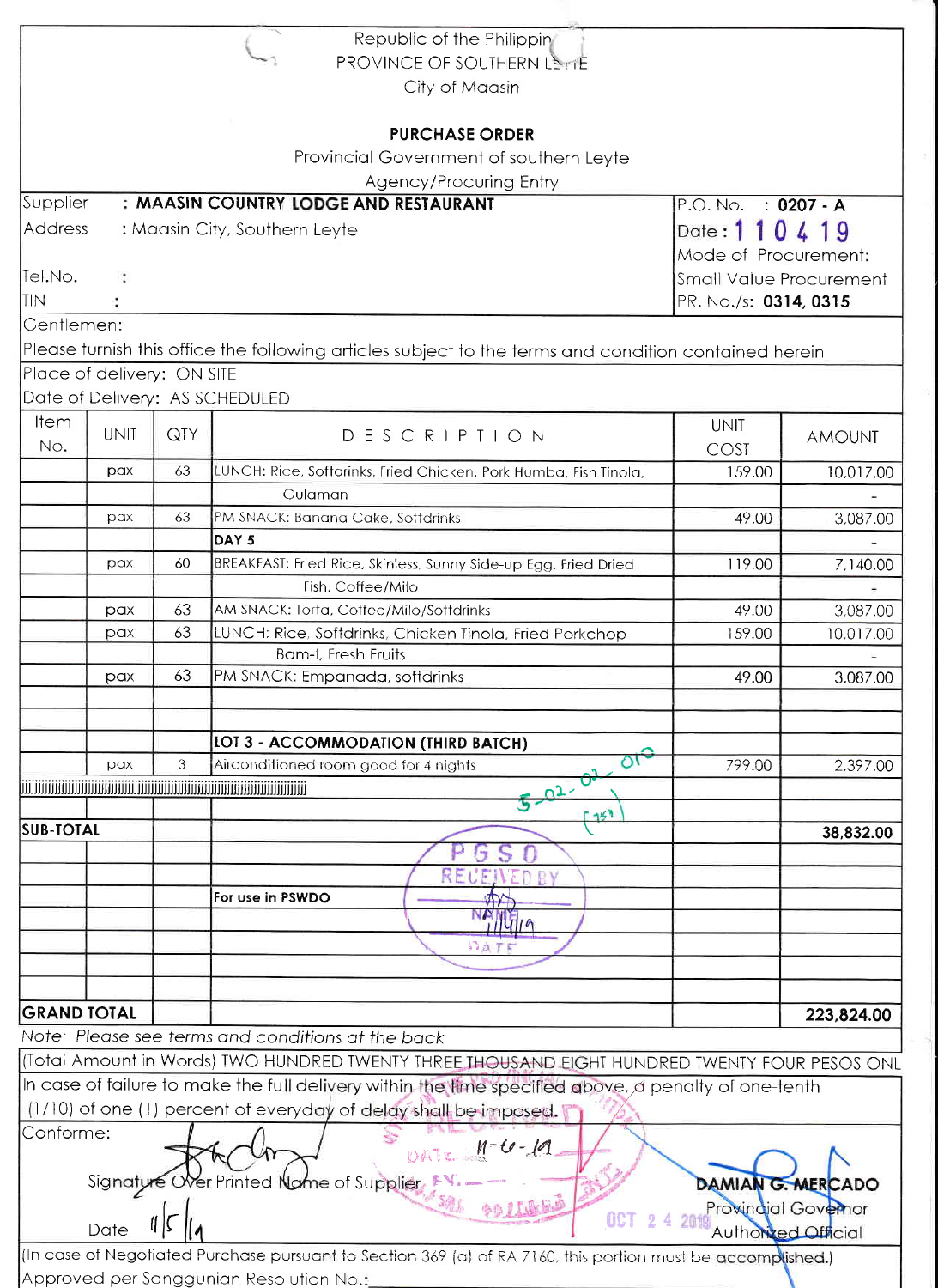Republic of the Philippines
PROVINCE OF SOUTHERN LEYTE
City of Maasin

**PURCHASE ORDER**

Provincial Government of southern Leyte
Agency/Procuring Entry

| | |
|---|---|
| Supplier : **MAASIN COUNTRY LODGE AND RESTAURANT** | P.O. No. : **0207 - A** |
| Address : Maasin City, Southern Leyte | Date : 110419 |
| | Mode of Procurement: |
| Tel.No. : | Small Value Procurement |
| TIN : | PR. No./s: **0314, 0315** |

Gentlemen:

Please furnish this office the following articles subject to the terms and condition contained herein

Place of delivery: ON SITE

Date of Delivery: AS SCHEDULED

| Item No. | UNIT | QTY | DESCRIPTION | UNIT COST | AMOUNT |
|---|---|---|---|---|---|
| | pax | 63 | LUNCH: Rice, Softdrinks, Fried Chicken, Pork Humba, Fish Tinola, | 159.00 | 10,017.00 |
| | | | Gulaman | | - |
| | pax | 63 | PM SNACK: Banana Cake, Softdrinks | 49.00 | 3,087.00 |
| | | | **DAY 5** | | - |
| | pax | 60 | BREAKFAST: Fried Rice, Skinless, Sunny Side-up Egg, Fried Dried | 119.00 | 7,140.00 |
| | | | Fish, Coffee/Milo | | - |
| | pax | 63 | AM SNACK: Torta, Coffee/Milo/Softdrinks | 49.00 | 3,087.00 |
| | pax | 63 | LUNCH: Rice, Softdrinks, Chicken Tinola, Fried Porkchop | 159.00 | 10,017.00 |
| | | | Bam-I, Fresh Fruits | | - |
| | pax | 63 | PM SNACK: Empanada, softdrinks | 49.00 | 3,087.00 |
| | | | | | |
| | | | | | |
| | | | **LOT 3 - ACCOMMODATION (THIRD BATCH)** | | |
| | pax | 3 | Airconditioned room good for 4 nights | 799.00 | 2,397.00 |
| | | | 5-02-02-010 | | |
| | | | (751) | | |
| **SUB-TOTAL** | | | | | **38,832.00** |
| | | | PGSO RECEIVED BY | | |
| | | | **For use in PSWDO** | | |
| | | | NAME 11/4/19 DATE | | |
| | | | | | |
| | | | | | |
| **GRAND TOTAL** | | | | | **223,824.00** |

Note: *Please see terms and conditions at the back*

(Total Amount in Words) TWO HUNDRED TWENTY THREE THOUSAND EIGHT HUNDRED TWENTY FOUR PESOS ONLY

In case of failure to make the full delivery within the time specified above, a penalty of one-tenth (1/10) of one (1) percent of everyday of delay shall be imposed.

Conforme:

Signature Over Printed Name of Supplier

Date 11/5/19

RECEIVED DATE: 11-6-19

OCT 24 2019

**DAMIAN G. MERCADO**
Provincial Governor
Authorized Official

(In case of Negotiated Purchase pursuant to Section 369 (a) of RA 7160, this portion must be accomplished.)

Approved per Sanggunian Resolution No.: